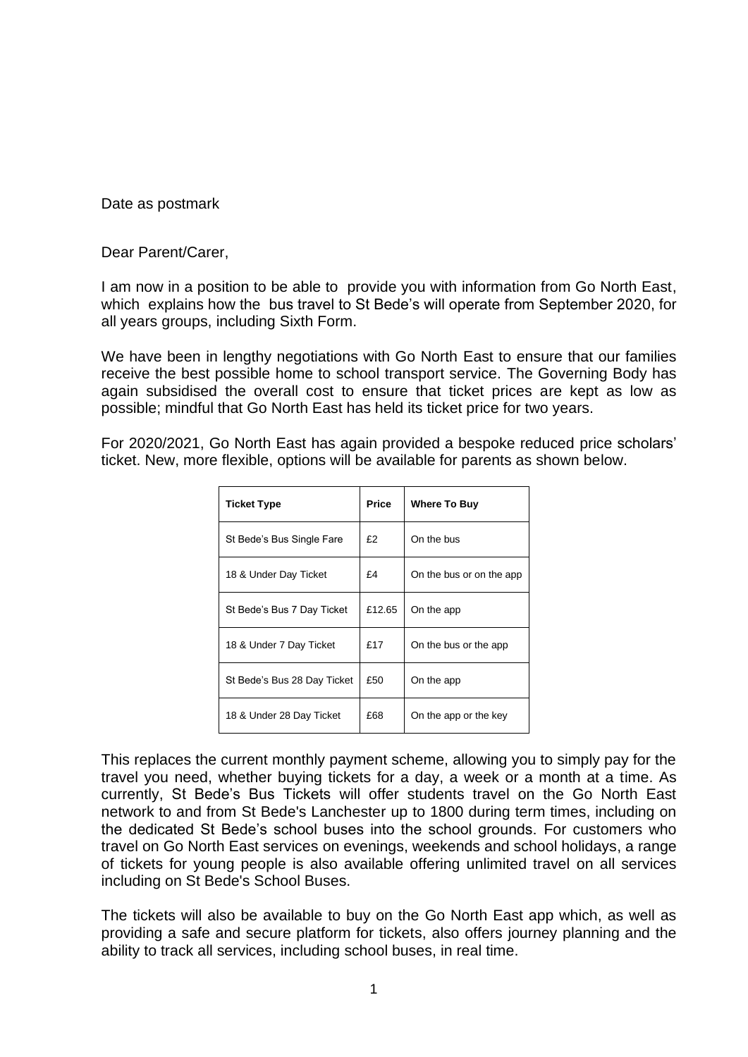Date as postmark

Dear Parent/Carer,

I am now in a position to be able to provide you with information from Go North East, which explains how the bus travel to St Bede's will operate from September 2020, for all years groups, including Sixth Form.

We have been in lengthy negotiations with Go North East to ensure that our families receive the best possible home to school transport service. The Governing Body has again subsidised the overall cost to ensure that ticket prices are kept as low as possible; mindful that Go North East has held its ticket price for two years.

For 2020/2021, Go North East has again provided a bespoke reduced price scholars' ticket. New, more flexible, options will be available for parents as shown below.

| Ticket Type | Price | Where To Buy |
|---|---|---|
| St Bede's Bus Single Fare | £2 | On the bus |
| 18 & Under Day Ticket | £4 | On the bus or on the app |
| St Bede's Bus 7 Day Ticket | £12.65 | On the app |
| 18 & Under 7 Day Ticket | £17 | On the bus or the app |
| St Bede's Bus 28 Day Ticket | £50 | On the app |
| 18 & Under 28 Day Ticket | £68 | On the app or the key |

This replaces the current monthly payment scheme, allowing you to simply pay for the travel you need, whether buying tickets for a day, a week or a month at a time. As currently, St Bede's Bus Tickets will offer students travel on the Go North East network to and from St Bede's Lanchester up to 1800 during term times, including on the dedicated St Bede's school buses into the school grounds. For customers who travel on Go North East services on evenings, weekends and school holidays, a range of tickets for young people is also available offering unlimited travel on all services including on St Bede's School Buses.

The tickets will also be available to buy on the Go North East app which, as well as providing a safe and secure platform for tickets, also offers journey planning and the ability to track all services, including school buses, in real time.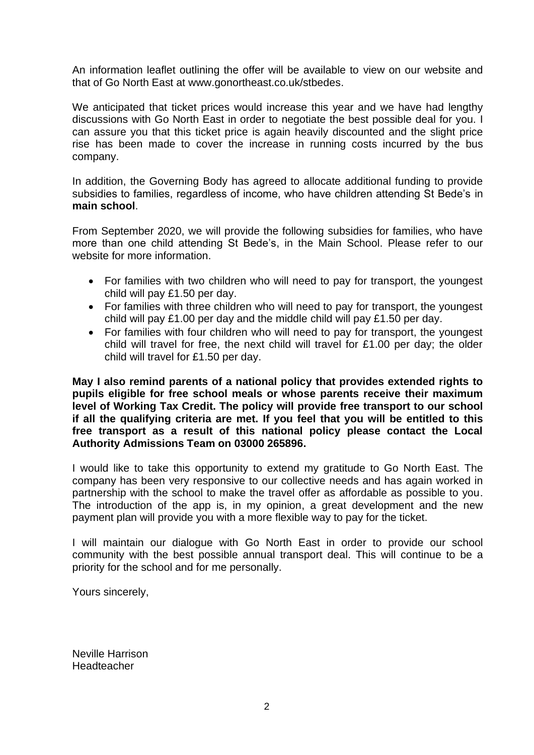An information leaflet outlining the offer will be available to view on our website and that of Go North East at www.gonortheast.co.uk/stbedes.

We anticipated that ticket prices would increase this year and we have had lengthy discussions with Go North East in order to negotiate the best possible deal for you. I can assure you that this ticket price is again heavily discounted and the slight price rise has been made to cover the increase in running costs incurred by the bus company.

In addition, the Governing Body has agreed to allocate additional funding to provide subsidies to families, regardless of income, who have children attending St Bede's in **main school**.

From September 2020, we will provide the following subsidies for families, who have more than one child attending St Bede's, in the Main School. Please refer to our website for more information.

- For families with two children who will need to pay for transport, the youngest child will pay £1.50 per day.
- For families with three children who will need to pay for transport, the youngest child will pay £1.00 per day and the middle child will pay £1.50 per day.
- For families with four children who will need to pay for transport, the youngest child will travel for free, the next child will travel for £1.00 per day; the older child will travel for £1.50 per day.

**May I also remind parents of a national policy that provides extended rights to pupils eligible for free school meals or whose parents receive their maximum level of Working Tax Credit. The policy will provide free transport to our school if all the qualifying criteria are met. If you feel that you will be entitled to this free transport as a result of this national policy please contact the Local Authority Admissions Team on 03000 265896.**

I would like to take this opportunity to extend my gratitude to Go North East. The company has been very responsive to our collective needs and has again worked in partnership with the school to make the travel offer as affordable as possible to you. The introduction of the app is, in my opinion, a great development and the new payment plan will provide you with a more flexible way to pay for the ticket.

I will maintain our dialogue with Go North East in order to provide our school community with the best possible annual transport deal. This will continue to be a priority for the school and for me personally.

Yours sincerely,

Neville Harrison
Headteacher